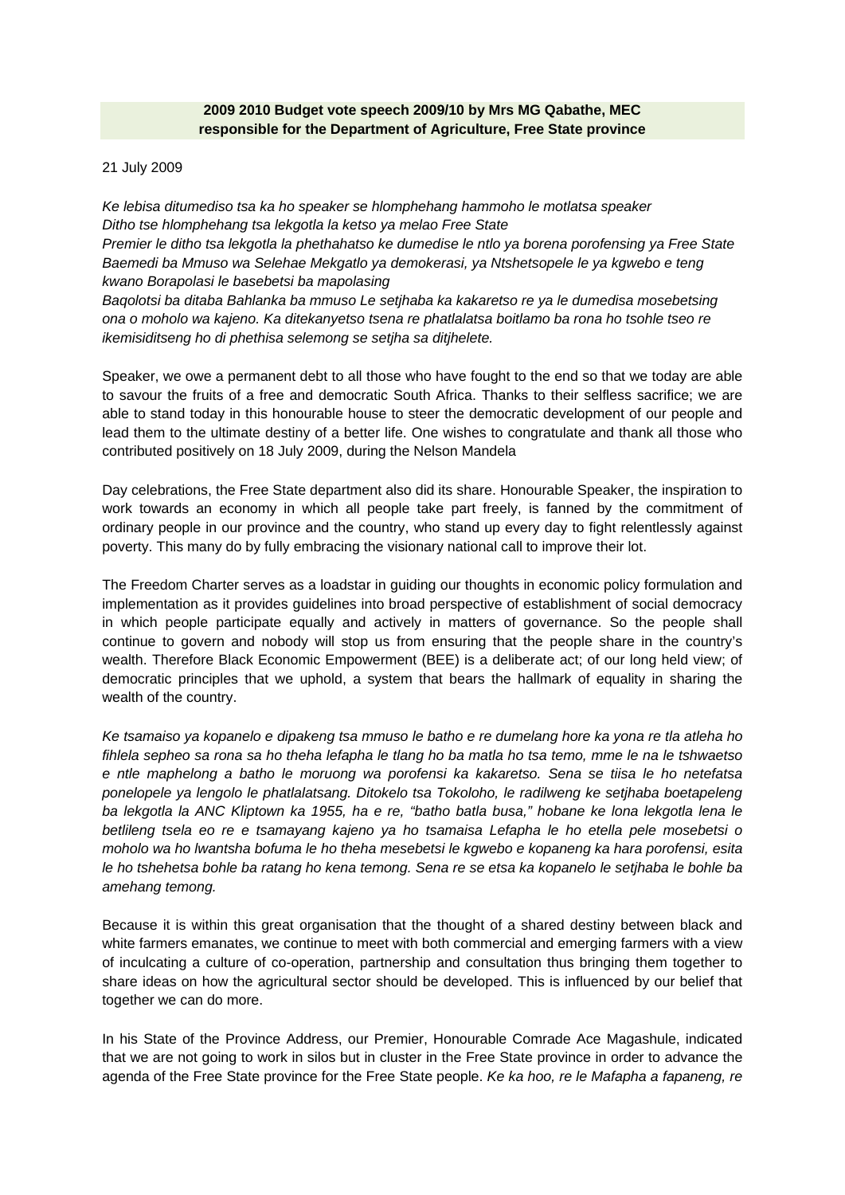**2009 2010 Budget vote speech 2009/10 by Mrs MG Qabathe, MEC responsible for the Department of Agriculture, Free State province**

21 July 2009

*Ke lebisa ditumediso tsa ka ho speaker se hlomphehang hammoho le motlatsa speaker Ditho tse hlomphehang tsa lekgotla la ketso ya melao Free State Premier le ditho tsa lekgotla la phethahatso ke dumedise le ntlo ya borena porofensing ya Free State Baemedi ba Mmuso wa Selehae Mekgatlo ya demokerasi, ya Ntshetsopele le ya kgwebo e teng kwano Borapolasi le basebetsi ba mapolasing Baqolotsi ba ditaba Bahlanka ba mmuso Le setjhaba ka kakaretso re ya le dumedisa mosebetsing ona o moholo wa kajeno. Ka ditekanyetso tsena re phatlalatsa boitlamo ba rona ho tsohle tseo re ikemisiditseng ho di phethisa selemong se setjha sa ditjhelete.*

Speaker, we owe a permanent debt to all those who have fought to the end so that we today are able to savour the fruits of a free and democratic South Africa. Thanks to their selfless sacrifice; we are able to stand today in this honourable house to steer the democratic development of our people and lead them to the ultimate destiny of a better life. One wishes to congratulate and thank all those who contributed positively on 18 July 2009, during the Nelson Mandela

Day celebrations, the Free State department also did its share. Honourable Speaker, the inspiration to work towards an economy in which all people take part freely, is fanned by the commitment of ordinary people in our province and the country, who stand up every day to fight relentlessly against poverty. This many do by fully embracing the visionary national call to improve their lot.

The Freedom Charter serves as a loadstar in guiding our thoughts in economic policy formulation and implementation as it provides guidelines into broad perspective of establishment of social democracy in which people participate equally and actively in matters of governance. So the people shall continue to govern and nobody will stop us from ensuring that the people share in the country's wealth. Therefore Black Economic Empowerment (BEE) is a deliberate act; of our long held view; of democratic principles that we uphold, a system that bears the hallmark of equality in sharing the wealth of the country.

*Ke tsamaiso ya kopanelo e dipakeng tsa mmuso le batho e re dumelang hore ka yona re tla atleha ho fihlela sepheo sa rona sa ho theha lefapha le tlang ho ba matla ho tsa temo, mme le na le tshwaetso e ntle maphelong a batho le moruong wa porofensi ka kakaretso. Sena se tiisa le ho netefatsa ponelopele ya lengolo le phatlalatsang. Ditokelo tsa Tokoloho, le radilweng ke setjhaba boetapeleng ba lekgotla la ANC Kliptown ka 1955, ha e re, "batho batla busa," hobane ke lona lekgotla lena le betlileng tsela eo re e tsamayang kajeno ya ho tsamaisa Lefapha le ho etella pele mosebetsi o moholo wa ho lwantsha bofuma le ho theha mesebetsi le kgwebo e kopaneng ka hara porofensi, esita le ho tshehetsa bohle ba ratang ho kena temong. Sena re se etsa ka kopanelo le setjhaba le bohle ba amehang temong.*

Because it is within this great organisation that the thought of a shared destiny between black and white farmers emanates, we continue to meet with both commercial and emerging farmers with a view of inculcating a culture of co-operation, partnership and consultation thus bringing them together to share ideas on how the agricultural sector should be developed. This is influenced by our belief that together we can do more.

In his State of the Province Address, our Premier, Honourable Comrade Ace Magashule, indicated that we are not going to work in silos but in cluster in the Free State province in order to advance the agenda of the Free State province for the Free State people. *Ke ka hoo, re le Mafapha a fapaneng, re*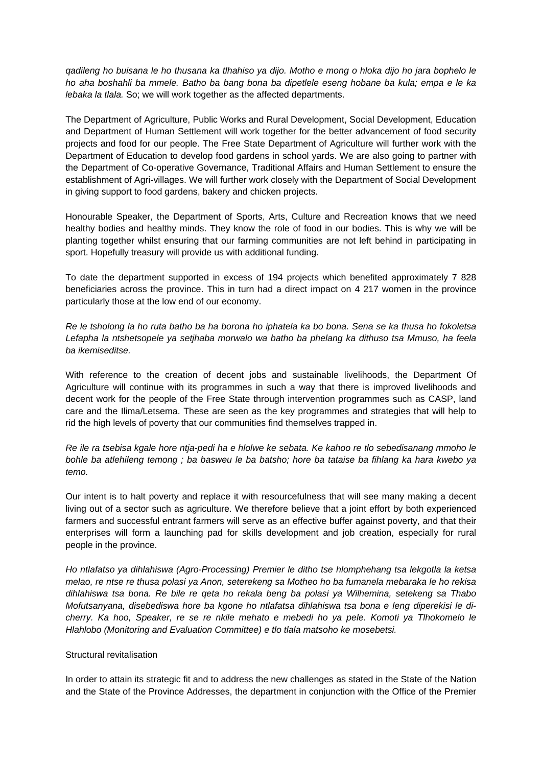*qadileng ho buisana le ho thusana ka tlhahiso ya dijo. Motho e mong o hloka dijo ho jara bophelo le ho aha boshahli ba mmele. Batho ba bang bona ba dipetlele eseng hobane ba kula; empa e le ka lebaka la tlala.* So; we will work together as the affected departments.

The Department of Agriculture, Public Works and Rural Development, Social Development, Education and Department of Human Settlement will work together for the better advancement of food security projects and food for our people. The Free State Department of Agriculture will further work with the Department of Education to develop food gardens in school yards. We are also going to partner with the Department of Co-operative Governance, Traditional Affairs and Human Settlement to ensure the establishment of Agri-villages. We will further work closely with the Department of Social Development in giving support to food gardens, bakery and chicken projects.

Honourable Speaker, the Department of Sports, Arts, Culture and Recreation knows that we need healthy bodies and healthy minds. They know the role of food in our bodies. This is why we will be planting together whilst ensuring that our farming communities are not left behind in participating in sport. Hopefully treasury will provide us with additional funding.

To date the department supported in excess of 194 projects which benefited approximately 7 828 beneficiaries across the province. This in turn had a direct impact on 4 217 women in the province particularly those at the low end of our economy.

*Re le tsholong la ho ruta batho ba ha borona ho iphatela ka bo bona. Sena se ka thusa ho fokoletsa Lefapha la ntshetsopele ya setjhaba morwalo wa batho ba phelang ka dithuso tsa Mmuso, ha feela ba ikemiseditse.*

With reference to the creation of decent jobs and sustainable livelihoods, the Department Of Agriculture will continue with its programmes in such a way that there is improved livelihoods and decent work for the people of the Free State through intervention programmes such as CASP, land care and the Ilima/Letsema. These are seen as the key programmes and strategies that will help to rid the high levels of poverty that our communities find themselves trapped in.

*Re ile ra tsebisa kgale hore ntja-pedi ha e hlolwe ke sebata. Ke kahoo re tlo sebedisanang mmoho le bohle ba atlehileng temong ; ba basweu le ba batsho; hore ba tataise ba fihlang ka hara kwebo ya temo.*

Our intent is to halt poverty and replace it with resourcefulness that will see many making a decent living out of a sector such as agriculture. We therefore believe that a joint effort by both experienced farmers and successful entrant farmers will serve as an effective buffer against poverty, and that their enterprises will form a launching pad for skills development and job creation, especially for rural people in the province.

*Ho ntlafatso ya dihlahiswa (Agro-Processing) Premier le ditho tse hlomphehang tsa lekgotla la ketsa melao, re ntse re thusa polasi ya Anon, seterekeng sa Motheo ho ba fumanela mebaraka le ho rekisa dihlahiswa tsa bona. Re bile re qeta ho rekala beng ba polasi ya Wilhemina, setekeng sa Thabo Mofutsanyana, disebediswa hore ba kgone ho ntlafatsa dihlahiswa tsa bona e leng diperekisi le di-cherry. Ka hoo, Speaker, re se re nkile mehato e mebedi ho ya pele. Komoti ya Tlhokomelo le Hlahlobo (Monitoring and Evaluation Committee) e tlo tlala matsoho ke mosebetsi.*

Structural revitalisation

In order to attain its strategic fit and to address the new challenges as stated in the State of the Nation and the State of the Province Addresses, the department in conjunction with the Office of the Premier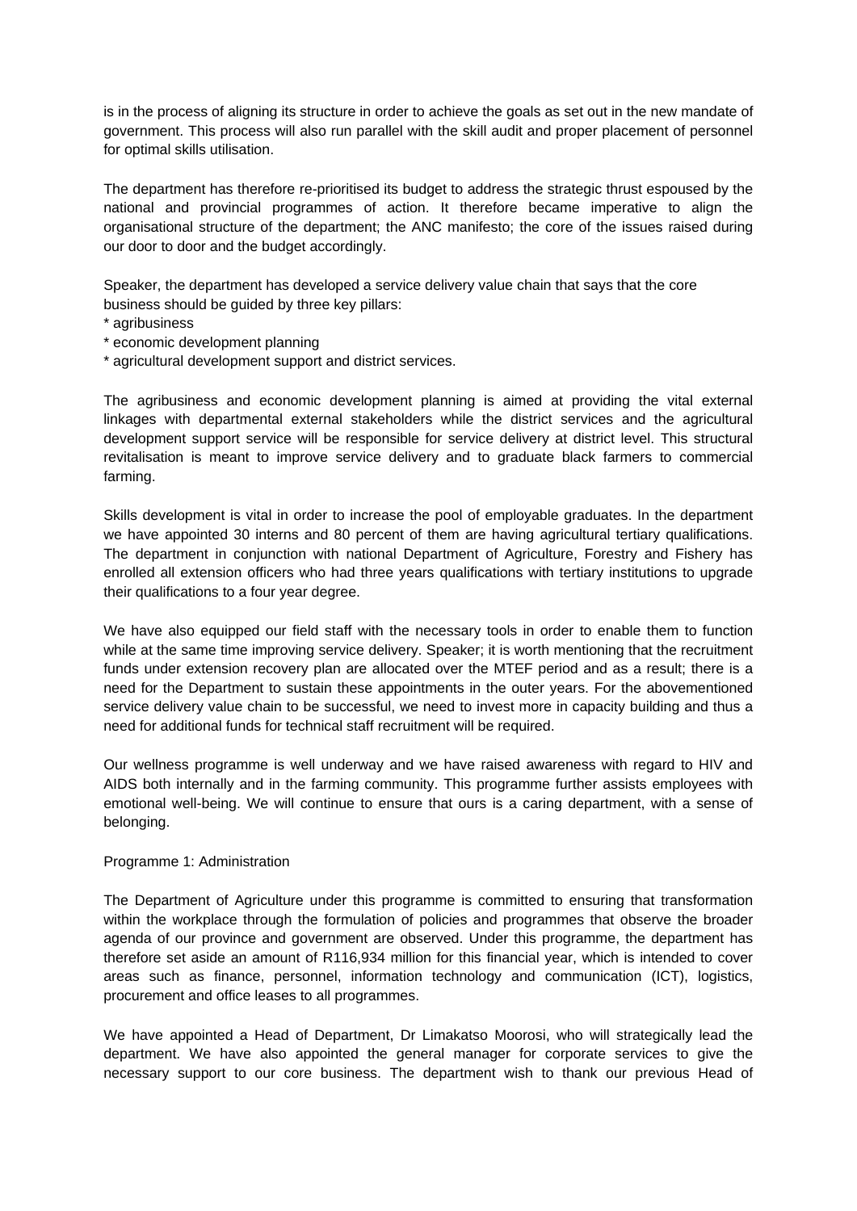is in the process of aligning its structure in order to achieve the goals as set out in the new mandate of government. This process will also run parallel with the skill audit and proper placement of personnel for optimal skills utilisation.

The department has therefore re-prioritised its budget to address the strategic thrust espoused by the national and provincial programmes of action. It therefore became imperative to align the organisational structure of the department; the ANC manifesto; the core of the issues raised during our door to door and the budget accordingly.

Speaker, the department has developed a service delivery value chain that says that the core business should be guided by three key pillars:

* agribusiness
* economic development planning
* agricultural development support and district services.

The agribusiness and economic development planning is aimed at providing the vital external linkages with departmental external stakeholders while the district services and the agricultural development support service will be responsible for service delivery at district level. This structural revitalisation is meant to improve service delivery and to graduate black farmers to commercial farming.

Skills development is vital in order to increase the pool of employable graduates. In the department we have appointed 30 interns and 80 percent of them are having agricultural tertiary qualifications. The department in conjunction with national Department of Agriculture, Forestry and Fishery has enrolled all extension officers who had three years qualifications with tertiary institutions to upgrade their qualifications to a four year degree.

We have also equipped our field staff with the necessary tools in order to enable them to function while at the same time improving service delivery. Speaker; it is worth mentioning that the recruitment funds under extension recovery plan are allocated over the MTEF period and as a result; there is a need for the Department to sustain these appointments in the outer years. For the abovementioned service delivery value chain to be successful, we need to invest more in capacity building and thus a need for additional funds for technical staff recruitment will be required.

Our wellness programme is well underway and we have raised awareness with regard to HIV and AIDS both internally and in the farming community. This programme further assists employees with emotional well-being. We will continue to ensure that ours is a caring department, with a sense of belonging.

## Programme 1: Administration

The Department of Agriculture under this programme is committed to ensuring that transformation within the workplace through the formulation of policies and programmes that observe the broader agenda of our province and government are observed. Under this programme, the department has therefore set aside an amount of R116,934 million for this financial year, which is intended to cover areas such as finance, personnel, information technology and communication (ICT), logistics, procurement and office leases to all programmes.

We have appointed a Head of Department, Dr Limakatso Moorosi, who will strategically lead the department. We have also appointed the general manager for corporate services to give the necessary support to our core business. The department wish to thank our previous Head of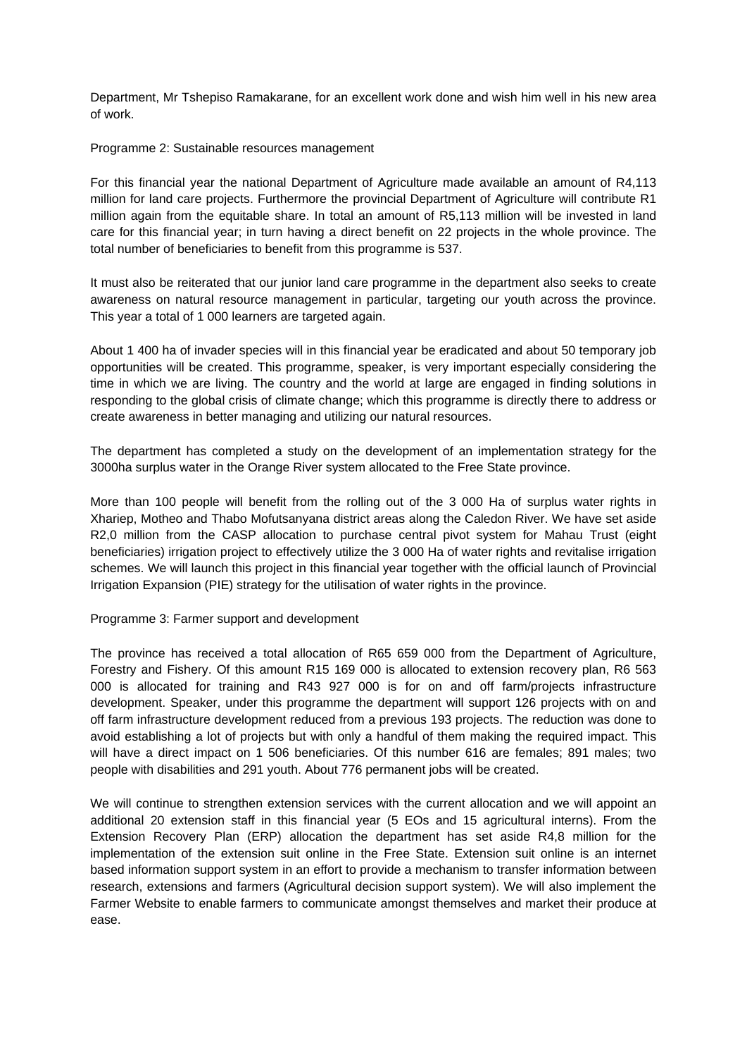Department, Mr Tshepiso Ramakarane, for an excellent work done and wish him well in his new area of work.

Programme 2: Sustainable resources management

For this financial year the national Department of Agriculture made available an amount of R4,113 million for land care projects. Furthermore the provincial Department of Agriculture will contribute R1 million again from the equitable share. In total an amount of R5,113 million will be invested in land care for this financial year; in turn having a direct benefit on 22 projects in the whole province. The total number of beneficiaries to benefit from this programme is 537.

It must also be reiterated that our junior land care programme in the department also seeks to create awareness on natural resource management in particular, targeting our youth across the province. This year a total of 1 000 learners are targeted again.

About 1 400 ha of invader species will in this financial year be eradicated and about 50 temporary job opportunities will be created. This programme, speaker, is very important especially considering the time in which we are living. The country and the world at large are engaged in finding solutions in responding to the global crisis of climate change; which this programme is directly there to address or create awareness in better managing and utilizing our natural resources.

The department has completed a study on the development of an implementation strategy for the 3000ha surplus water in the Orange River system allocated to the Free State province.

More than 100 people will benefit from the rolling out of the 3 000 Ha of surplus water rights in Xhariep, Motheo and Thabo Mofutsanyana district areas along the Caledon River. We have set aside R2,0 million from the CASP allocation to purchase central pivot system for Mahau Trust (eight beneficiaries) irrigation project to effectively utilize the 3 000 Ha of water rights and revitalise irrigation schemes. We will launch this project in this financial year together with the official launch of Provincial Irrigation Expansion (PIE) strategy for the utilisation of water rights in the province.

Programme 3: Farmer support and development

The province has received a total allocation of R65 659 000 from the Department of Agriculture, Forestry and Fishery. Of this amount R15 169 000 is allocated to extension recovery plan, R6 563 000 is allocated for training and R43 927 000 is for on and off farm/projects infrastructure development. Speaker, under this programme the department will support 126 projects with on and off farm infrastructure development reduced from a previous 193 projects. The reduction was done to avoid establishing a lot of projects but with only a handful of them making the required impact. This will have a direct impact on 1 506 beneficiaries. Of this number 616 are females; 891 males; two people with disabilities and 291 youth. About 776 permanent jobs will be created.

We will continue to strengthen extension services with the current allocation and we will appoint an additional 20 extension staff in this financial year (5 EOs and 15 agricultural interns). From the Extension Recovery Plan (ERP) allocation the department has set aside R4,8 million for the implementation of the extension suit online in the Free State. Extension suit online is an internet based information support system in an effort to provide a mechanism to transfer information between research, extensions and farmers (Agricultural decision support system). We will also implement the Farmer Website to enable farmers to communicate amongst themselves and market their produce at ease.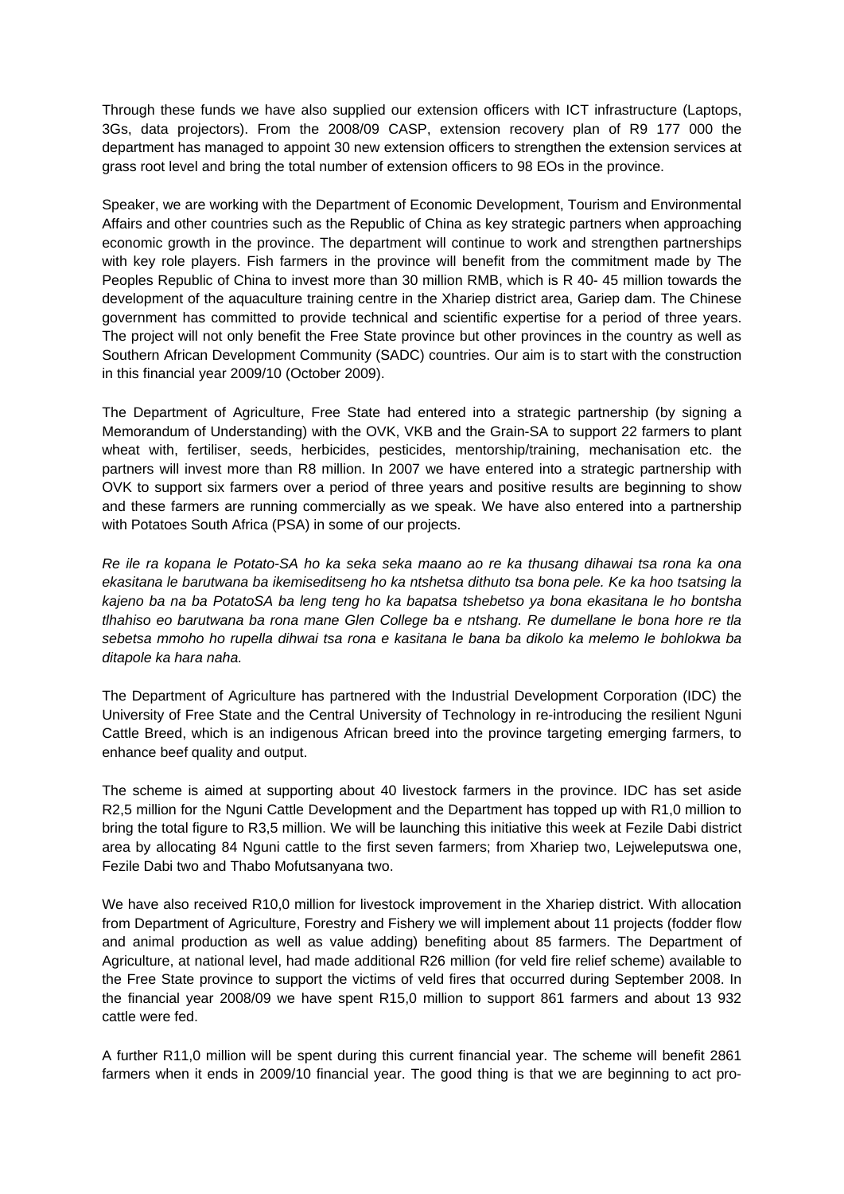Through these funds we have also supplied our extension officers with ICT infrastructure (Laptops, 3Gs, data projectors). From the 2008/09 CASP, extension recovery plan of R9 177 000 the department has managed to appoint 30 new extension officers to strengthen the extension services at grass root level and bring the total number of extension officers to 98 EOs in the province.

Speaker, we are working with the Department of Economic Development, Tourism and Environmental Affairs and other countries such as the Republic of China as key strategic partners when approaching economic growth in the province. The department will continue to work and strengthen partnerships with key role players. Fish farmers in the province will benefit from the commitment made by The Peoples Republic of China to invest more than 30 million RMB, which is R 40- 45 million towards the development of the aquaculture training centre in the Xhariep district area, Gariep dam. The Chinese government has committed to provide technical and scientific expertise for a period of three years. The project will not only benefit the Free State province but other provinces in the country as well as Southern African Development Community (SADC) countries. Our aim is to start with the construction in this financial year 2009/10 (October 2009).

The Department of Agriculture, Free State had entered into a strategic partnership (by signing a Memorandum of Understanding) with the OVK, VKB and the Grain-SA to support 22 farmers to plant wheat with, fertiliser, seeds, herbicides, pesticides, mentorship/training, mechanisation etc. the partners will invest more than R8 million. In 2007 we have entered into a strategic partnership with OVK to support six farmers over a period of three years and positive results are beginning to show and these farmers are running commercially as we speak. We have also entered into a partnership with Potatoes South Africa (PSA) in some of our projects.

*Re ile ra kopana le Potato-SA ho ka seka seka maano ao re ka thusang dihawai tsa rona ka ona ekasitana le barutwana ba ikemiseditseng ho ka ntshetsa dithuto tsa bona pele. Ke ka hoo tsatsing la kajeno ba na ba PotatoSA ba leng teng ho ka bapatsa tshebetso ya bona ekasitana le ho bontsha tlhahiso eo barutwana ba rona mane Glen College ba e ntshang. Re dumellane le bona hore re tla sebetsa mmoho ho rupella dihwai tsa rona e kasitana le bana ba dikolo ka melemo le bohlokwa ba ditapole ka hara naha.*

The Department of Agriculture has partnered with the Industrial Development Corporation (IDC) the University of Free State and the Central University of Technology in re-introducing the resilient Nguni Cattle Breed, which is an indigenous African breed into the province targeting emerging farmers, to enhance beef quality and output.

The scheme is aimed at supporting about 40 livestock farmers in the province. IDC has set aside R2,5 million for the Nguni Cattle Development and the Department has topped up with R1,0 million to bring the total figure to R3,5 million. We will be launching this initiative this week at Fezile Dabi district area by allocating 84 Nguni cattle to the first seven farmers; from Xhariep two, Lejweleputswa one, Fezile Dabi two and Thabo Mofutsanyana two.

We have also received R10,0 million for livestock improvement in the Xhariep district. With allocation from Department of Agriculture, Forestry and Fishery we will implement about 11 projects (fodder flow and animal production as well as value adding) benefiting about 85 farmers. The Department of Agriculture, at national level, had made additional R26 million (for veld fire relief scheme) available to the Free State province to support the victims of veld fires that occurred during September 2008. In the financial year 2008/09 we have spent R15,0 million to support 861 farmers and about 13 932 cattle were fed.

A further R11,0 million will be spent during this current financial year. The scheme will benefit 2861 farmers when it ends in 2009/10 financial year. The good thing is that we are beginning to act pro-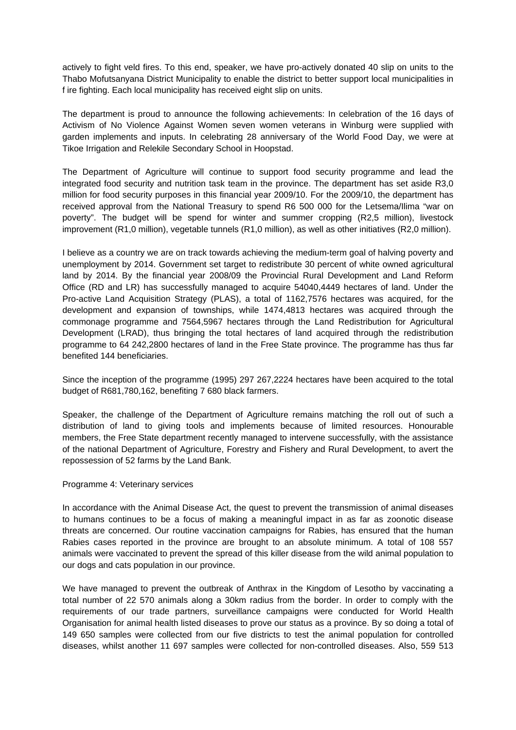actively to fight veld fires. To this end, speaker, we have pro-actively donated 40 slip on units to the Thabo Mofutsanyana District Municipality to enable the district to better support local municipalities in f ire fighting. Each local municipality has received eight slip on units.

The department is proud to announce the following achievements: In celebration of the 16 days of Activism of No Violence Against Women seven women veterans in Winburg were supplied with garden implements and inputs. In celebrating 28 anniversary of the World Food Day, we were at Tikoe Irrigation and Relekile Secondary School in Hoopstad.

The Department of Agriculture will continue to support food security programme and lead the integrated food security and nutrition task team in the province. The department has set aside R3,0 million for food security purposes in this financial year 2009/10. For the 2009/10, the department has received approval from the National Treasury to spend R6 500 000 for the Letsema/Ilima "war on poverty". The budget will be spend for winter and summer cropping (R2,5 million), livestock improvement (R1,0 million), vegetable tunnels (R1,0 million), as well as other initiatives (R2,0 million).

I believe as a country we are on track towards achieving the medium-term goal of halving poverty and unemployment by 2014. Government set target to redistribute 30 percent of white owned agricultural land by 2014. By the financial year 2008/09 the Provincial Rural Development and Land Reform Office (RD and LR) has successfully managed to acquire 54040,4449 hectares of land. Under the Pro-active Land Acquisition Strategy (PLAS), a total of 1162,7576 hectares was acquired, for the development and expansion of townships, while 1474,4813 hectares was acquired through the commonage programme and 7564,5967 hectares through the Land Redistribution for Agricultural Development (LRAD), thus bringing the total hectares of land acquired through the redistribution programme to 64 242,2800 hectares of land in the Free State province. The programme has thus far benefited 144 beneficiaries.

Since the inception of the programme (1995) 297 267,2224 hectares have been acquired to the total budget of R681,780,162, benefiting 7 680 black farmers.

Speaker, the challenge of the Department of Agriculture remains matching the roll out of such a distribution of land to giving tools and implements because of limited resources. Honourable members, the Free State department recently managed to intervene successfully, with the assistance of the national Department of Agriculture, Forestry and Fishery and Rural Development, to avert the repossession of 52 farms by the Land Bank.

Programme 4: Veterinary services

In accordance with the Animal Disease Act, the quest to prevent the transmission of animal diseases to humans continues to be a focus of making a meaningful impact in as far as zoonotic disease threats are concerned. Our routine vaccination campaigns for Rabies, has ensured that the human Rabies cases reported in the province are brought to an absolute minimum. A total of 108 557 animals were vaccinated to prevent the spread of this killer disease from the wild animal population to our dogs and cats population in our province.

We have managed to prevent the outbreak of Anthrax in the Kingdom of Lesotho by vaccinating a total number of 22 570 animals along a 30km radius from the border. In order to comply with the requirements of our trade partners, surveillance campaigns were conducted for World Health Organisation for animal health listed diseases to prove our status as a province. By so doing a total of 149 650 samples were collected from our five districts to test the animal population for controlled diseases, whilst another 11 697 samples were collected for non-controlled diseases. Also, 559 513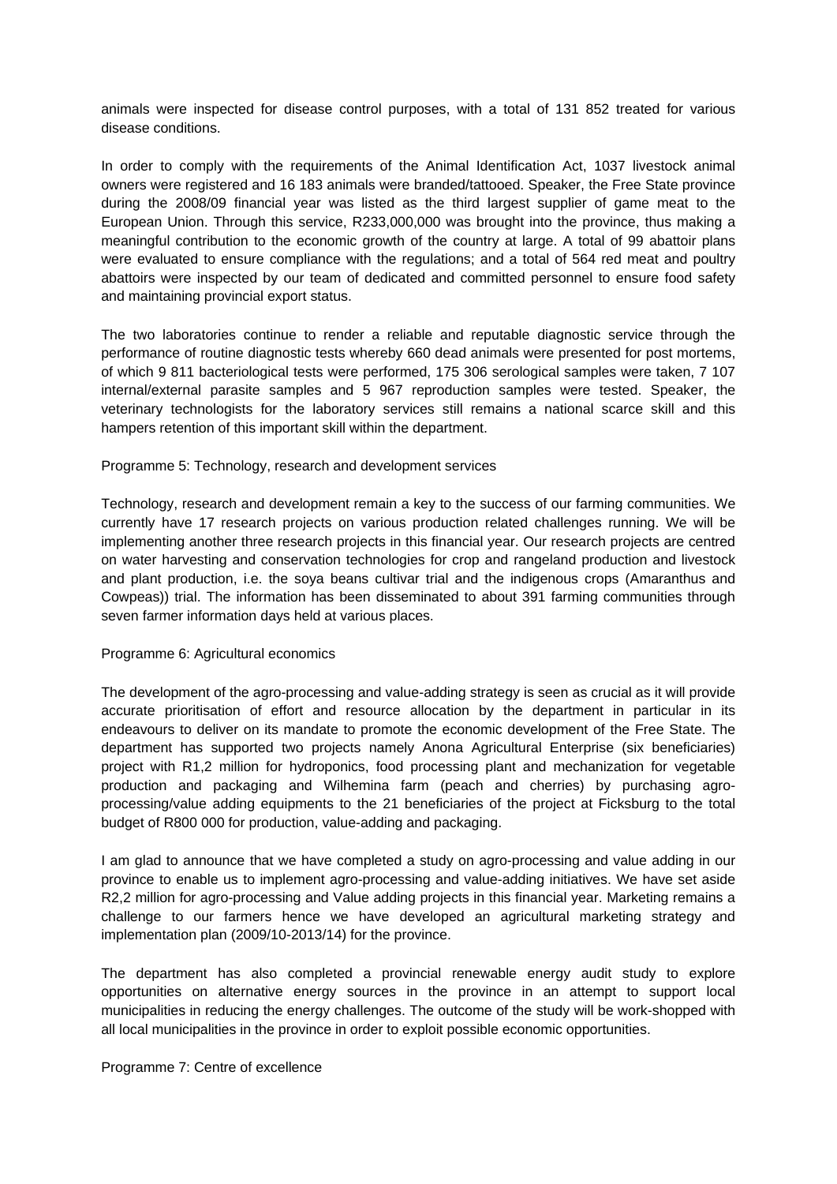animals were inspected for disease control purposes, with a total of 131 852 treated for various disease conditions.

In order to comply with the requirements of the Animal Identification Act, 1037 livestock animal owners were registered and 16 183 animals were branded/tattooed. Speaker, the Free State province during the 2008/09 financial year was listed as the third largest supplier of game meat to the European Union. Through this service, R233,000,000 was brought into the province, thus making a meaningful contribution to the economic growth of the country at large. A total of 99 abattoir plans were evaluated to ensure compliance with the regulations; and a total of 564 red meat and poultry abattoirs were inspected by our team of dedicated and committed personnel to ensure food safety and maintaining provincial export status.

The two laboratories continue to render a reliable and reputable diagnostic service through the performance of routine diagnostic tests whereby 660 dead animals were presented for post mortems, of which 9 811 bacteriological tests were performed, 175 306 serological samples were taken, 7 107 internal/external parasite samples and 5 967 reproduction samples were tested. Speaker, the veterinary technologists for the laboratory services still remains a national scarce skill and this hampers retention of this important skill within the department.

Programme 5: Technology, research and development services

Technology, research and development remain a key to the success of our farming communities. We currently have 17 research projects on various production related challenges running. We will be implementing another three research projects in this financial year. Our research projects are centred on water harvesting and conservation technologies for crop and rangeland production and livestock and plant production, i.e. the soya beans cultivar trial and the indigenous crops (Amaranthus and Cowpeas)) trial. The information has been disseminated to about 391 farming communities through seven farmer information days held at various places.

Programme 6: Agricultural economics

The development of the agro-processing and value-adding strategy is seen as crucial as it will provide accurate prioritisation of effort and resource allocation by the department in particular in its endeavours to deliver on its mandate to promote the economic development of the Free State. The department has supported two projects namely Anona Agricultural Enterprise (six beneficiaries) project with R1,2 million for hydroponics, food processing plant and mechanization for vegetable production and packaging and Wilhemina farm (peach and cherries) by purchasing agro-processing/value adding equipments to the 21 beneficiaries of the project at Ficksburg to the total budget of R800 000 for production, value-adding and packaging.

I am glad to announce that we have completed a study on agro-processing and value adding in our province to enable us to implement agro-processing and value-adding initiatives. We have set aside R2,2 million for agro-processing and Value adding projects in this financial year. Marketing remains a challenge to our farmers hence we have developed an agricultural marketing strategy and implementation plan (2009/10-2013/14) for the province.

The department has also completed a provincial renewable energy audit study to explore opportunities on alternative energy sources in the province in an attempt to support local municipalities in reducing the energy challenges. The outcome of the study will be work-shopped with all local municipalities in the province in order to exploit possible economic opportunities.

Programme 7: Centre of excellence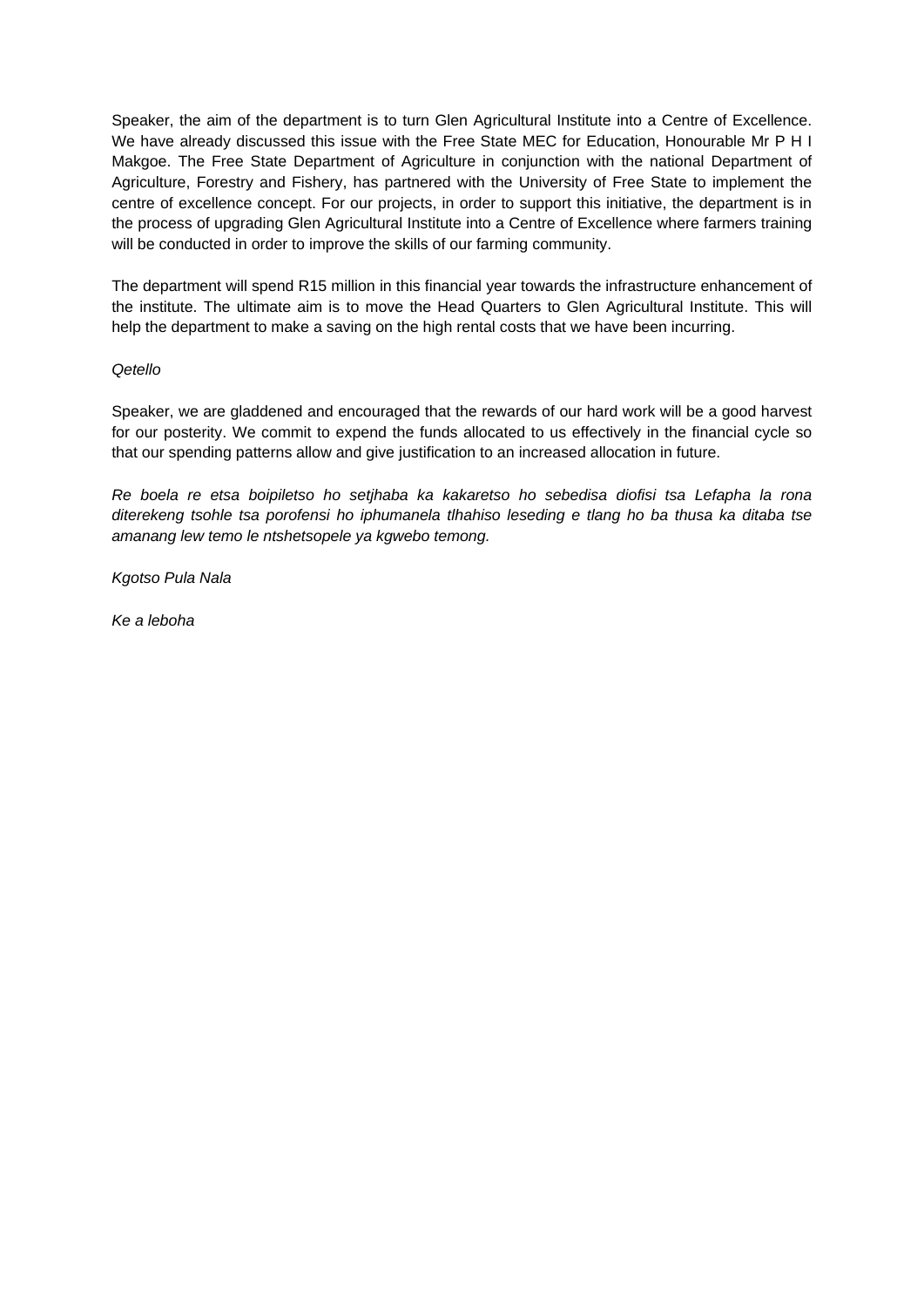Speaker, the aim of the department is to turn Glen Agricultural Institute into a Centre of Excellence. We have already discussed this issue with the Free State MEC for Education, Honourable Mr P H I Makgoe. The Free State Department of Agriculture in conjunction with the national Department of Agriculture, Forestry and Fishery, has partnered with the University of Free State to implement the centre of excellence concept. For our projects, in order to support this initiative, the department is in the process of upgrading Glen Agricultural Institute into a Centre of Excellence where farmers training will be conducted in order to improve the skills of our farming community.

The department will spend R15 million in this financial year towards the infrastructure enhancement of the institute. The ultimate aim is to move the Head Quarters to Glen Agricultural Institute. This will help the department to make a saving on the high rental costs that we have been incurring.

*Qetello*

Speaker, we are gladdened and encouraged that the rewards of our hard work will be a good harvest for our posterity. We commit to expend the funds allocated to us effectively in the financial cycle so that our spending patterns allow and give justification to an increased allocation in future.

*Re boela re etsa boipiletso ho setjhaba ka kakaretso ho sebedisa diofisi tsa Lefapha la rona diterekeng tsohle tsa porofensi ho iphumanela tlhahiso leseding e tlang ho ba thusa ka ditaba tse amanang lew temo le ntshetsopele ya kgwebo temong.*

*Kgotso Pula Nala*

*Ke a leboha*